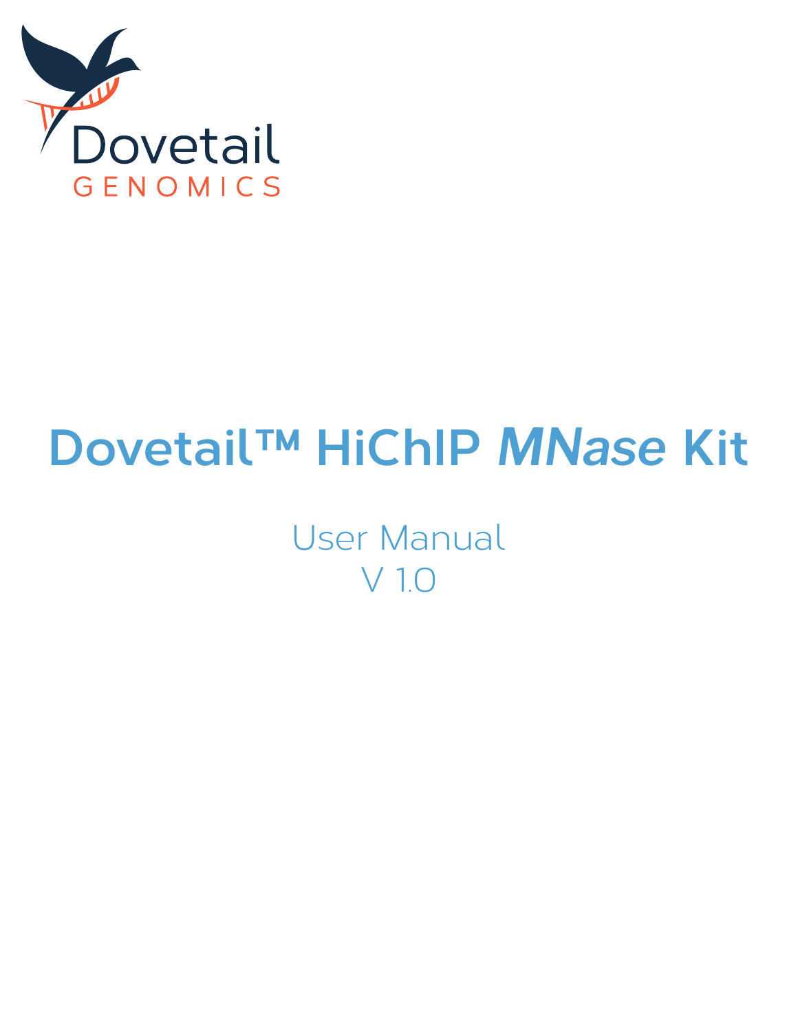Dovetail

GENOMICS

# Dovetail™ HiChIP *MNase* Kit

User Manual
V 1.0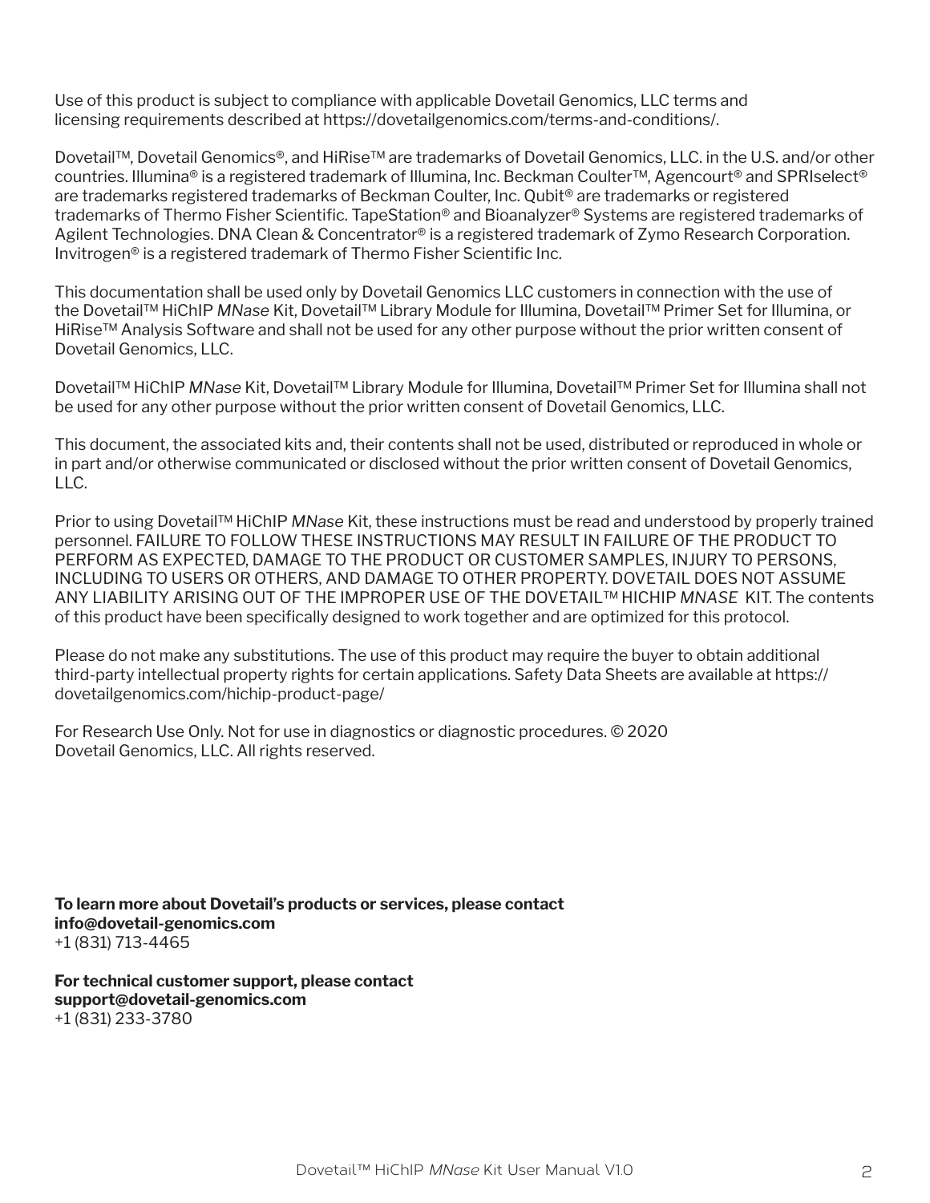Use of this product is subject to compliance with applicable Dovetail Genomics, LLC terms and licensing requirements described at https://dovetailgenomics.com/terms-and-conditions/.

Dovetail™, Dovetail Genomics®, and HiRise™ are trademarks of Dovetail Genomics, LLC. in the U.S. and/or other countries. Illumina® is a registered trademark of Illumina, Inc. Beckman Coulter™, Agencourt® and SPRIselect® are trademarks registered trademarks of Beckman Coulter, Inc. Qubit® are trademarks or registered trademarks of Thermo Fisher Scientific. TapeStation® and Bioanalyzer® Systems are registered trademarks of Agilent Technologies. DNA Clean & Concentrator® is a registered trademark of Zymo Research Corporation. Invitrogen® is a registered trademark of Thermo Fisher Scientific Inc.

This documentation shall be used only by Dovetail Genomics LLC customers in connection with the use of the Dovetail™ HiChIP *MNase* Kit, Dovetail™ Library Module for Illumina, Dovetail™ Primer Set for Illumina, or HiRise™ Analysis Software and shall not be used for any other purpose without the prior written consent of Dovetail Genomics, LLC.

Dovetail™ HiChIP *MNase* Kit, Dovetail™ Library Module for Illumina, Dovetail™ Primer Set for Illumina shall not be used for any other purpose without the prior written consent of Dovetail Genomics, LLC.

This document, the associated kits and, their contents shall not be used, distributed or reproduced in whole or in part and/or otherwise communicated or disclosed without the prior written consent of Dovetail Genomics, LLC.

Prior to using Dovetail™ HiChIP *MNase* Kit, these instructions must be read and understood by properly trained personnel. FAILURE TO FOLLOW THESE INSTRUCTIONS MAY RESULT IN FAILURE OF THE PRODUCT TO PERFORM AS EXPECTED, DAMAGE TO THE PRODUCT OR CUSTOMER SAMPLES, INJURY TO PERSONS, INCLUDING TO USERS OR OTHERS, AND DAMAGE TO OTHER PROPERTY. DOVETAIL DOES NOT ASSUME ANY LIABILITY ARISING OUT OF THE IMPROPER USE OF THE DOVETAIL™ HICHIP *MNASE* KIT. The contents of this product have been specifically designed to work together and are optimized for this protocol.

Please do not make any substitutions. The use of this product may require the buyer to obtain additional third-party intellectual property rights for certain applications. Safety Data Sheets are available at https://dovetailgenomics.com/hichip-product-page/

For Research Use Only. Not for use in diagnostics or diagnostic procedures. © 2020 Dovetail Genomics, LLC. All rights reserved.

**To learn more about Dovetail's products or services, please contact**
**info@dovetail-genomics.com**
+1 (831) 713-4465

**For technical customer support, please contact**
**support@dovetail-genomics.com**
+1 (831) 233-3780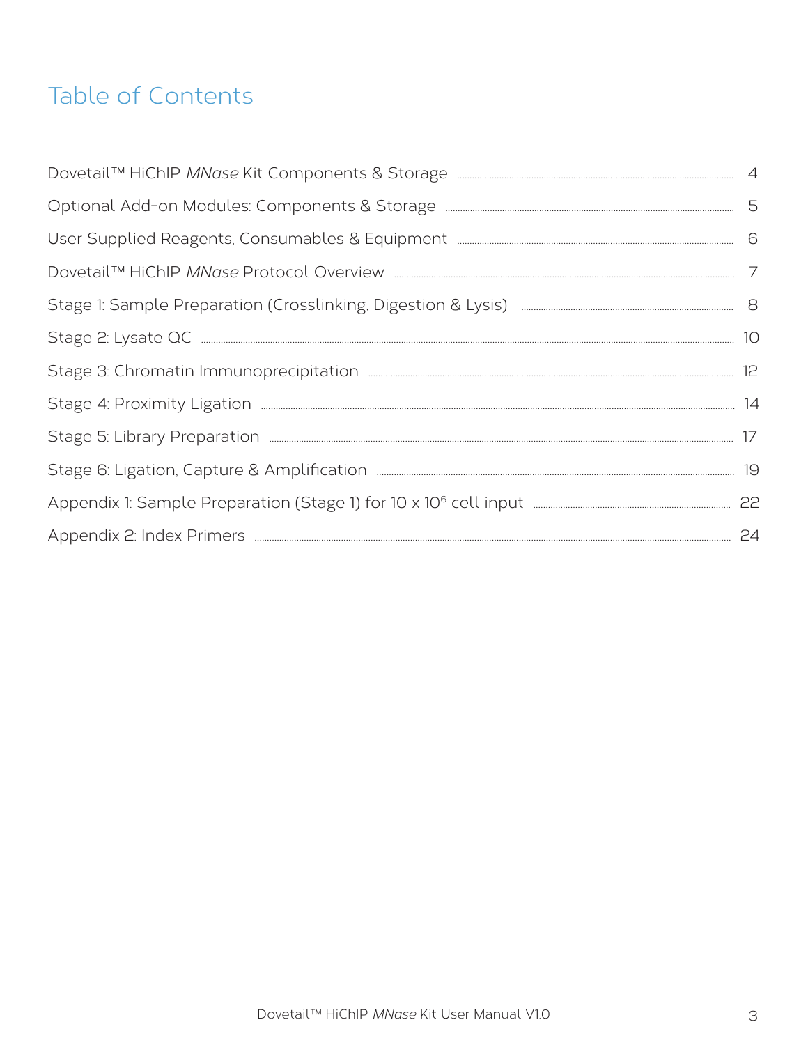# Table of Contents

| | |
|---|---|
| Dovetail™ HiChIP *MNase* Kit Components & Storage | 4 |
| Optional Add-on Modules: Components & Storage | 5 |
| User Supplied Reagents, Consumables & Equipment | 6 |
| Dovetail™ HiChIP *MNase* Protocol Overview | 7 |
| Stage 1: Sample Preparation (Crosslinking, Digestion & Lysis) | 8 |
| Stage 2: Lysate QC | 10 |
| Stage 3: Chromatin Immunoprecipitation | 12 |
| Stage 4: Proximity Ligation | 14 |
| Stage 5: Library Preparation | 17 |
| Stage 6: Ligation, Capture & Amplification | 19 |
| Appendix 1: Sample Preparation (Stage 1) for 10 x $10^6$ cell input | 22 |
| Appendix 2: Index Primers | 24 |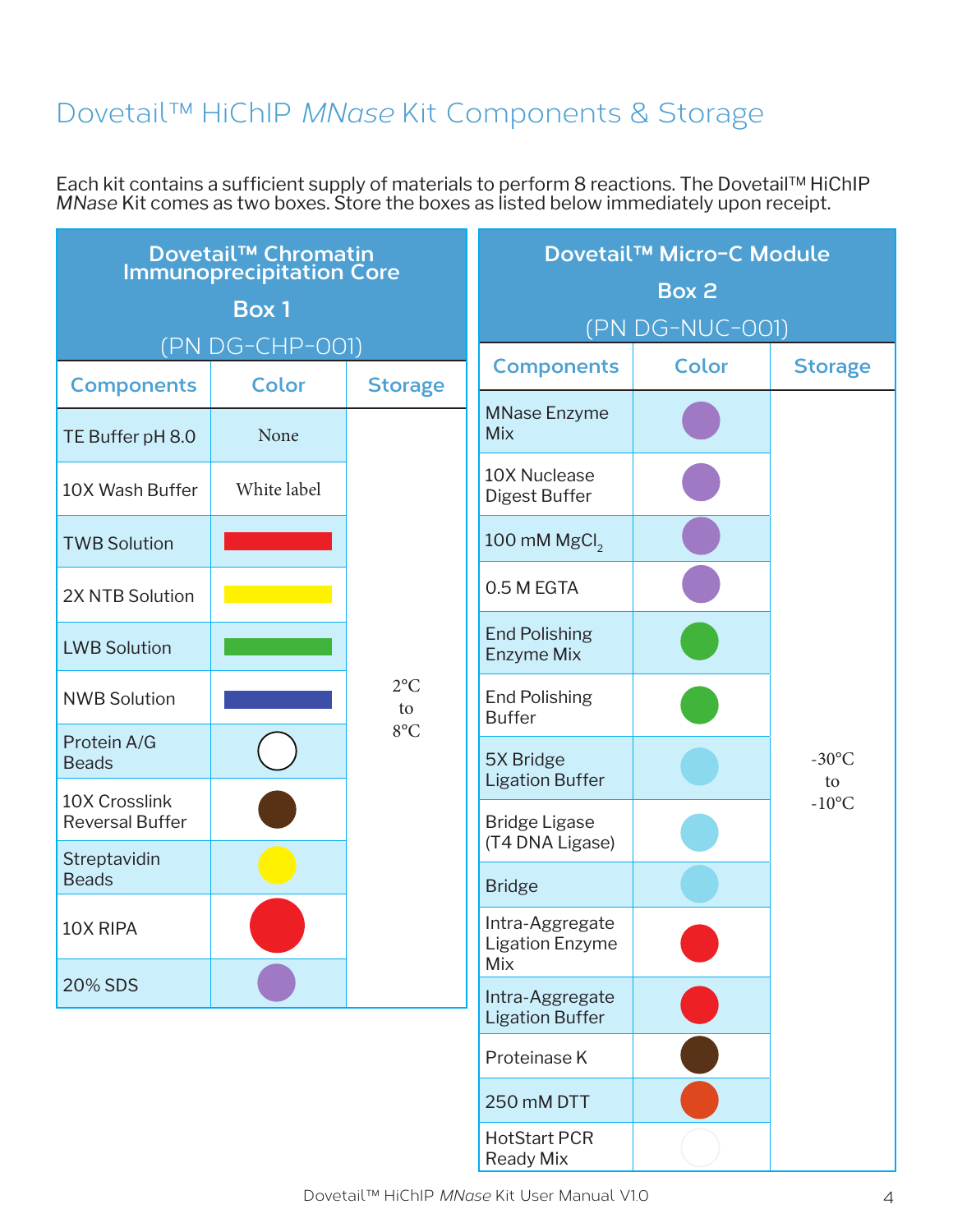# Dovetail™ HiChIP *MNase* Kit Components & Storage

Each kit contains a sufficient supply of materials to perform 8 reactions. The Dovetail™ HiChIP *MNase* Kit comes as two boxes. Store the boxes as listed below immediately upon receipt.

**Dovetail™ Chromatin Immunoprecipitation Core**
**Box 1**
(PN DG-CHP-001)

| Components | Color | Storage |
|---|---|---|
| TE Buffer pH 8.0 | None | 2°C to 8°C |
| 10X Wash Buffer | White label | |
| TWB Solution | Red bar | |
| 2X NTB Solution | Yellow bar | |
| LWB Solution | Green bar | |
| NWB Solution | Blue bar | |
| Protein A/G Beads | White circle | |
| 10X Crosslink Reversal Buffer | Brown circle | |
| Streptavidin Beads | Yellow circle | |
| 10X RIPA | Red circle | |
| 20% SDS | Purple circle | |

**Dovetail™ Micro-C Module**
**Box 2**
(PN DG-NUC-001)

| Components | Color | Storage |
|---|---|---|
| MNase Enzyme Mix | Purple circle | -30°C to -10°C |
| 10X Nuclease Digest Buffer | Purple circle | |
| 100 mM $MgCl_2$ | Purple circle | |
| 0.5 M EGTA | Purple circle | |
| End Polishing Enzyme Mix | Green circle | |
| End Polishing Buffer | Green circle | |
| 5X Bridge Ligation Buffer | Light blue circle | |
| Bridge Ligase (T4 DNA Ligase) | Light blue circle | |
| Bridge | Light blue circle | |
| Intra-Aggregate Ligation Enzyme Mix | Red circle | |
| Intra-Aggregate Ligation Buffer | Red circle | |
| Proteinase K | Brown circle | |
| 250 mM DTT | Orange circle | |
| HotStart PCR Ready Mix | White circle | |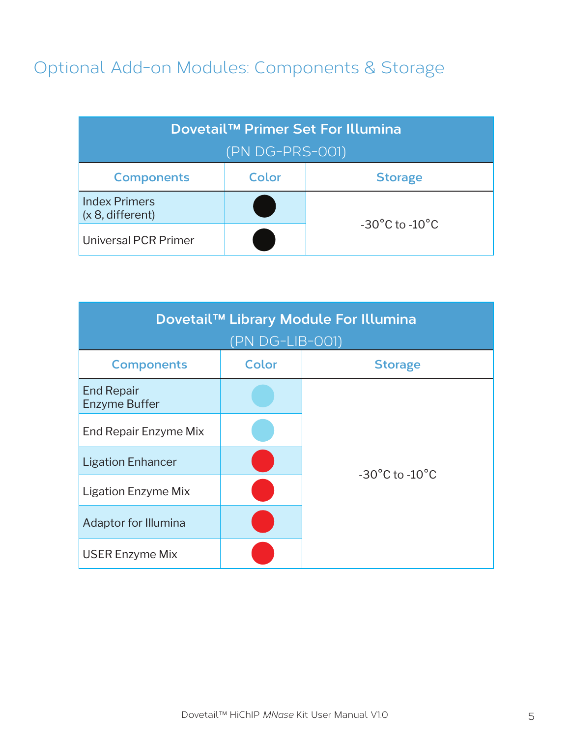# Optional Add-on Modules: Components & Storage

| Dovetail™ Primer Set For Illumina (PN DG-PRS-001) | | |
|---|---|---|
| **Components** | **Color** | **Storage** |
| Index Primers (x 8, different) | Black | -30°C to -10°C |
| Universal PCR Primer | Black | |

| Dovetail™ Library Module For Illumina (PN DG-LIB-001) | | |
|---|---|---|
| **Components** | **Color** | **Storage** |
| End Repair Enzyme Buffer | Light blue | -30°C to -10°C |
| End Repair Enzyme Mix | Light blue | |
| Ligation Enhancer | Red | |
| Ligation Enzyme Mix | Red | |
| Adaptor for Illumina | Red | |
| USER Enzyme Mix | Red | |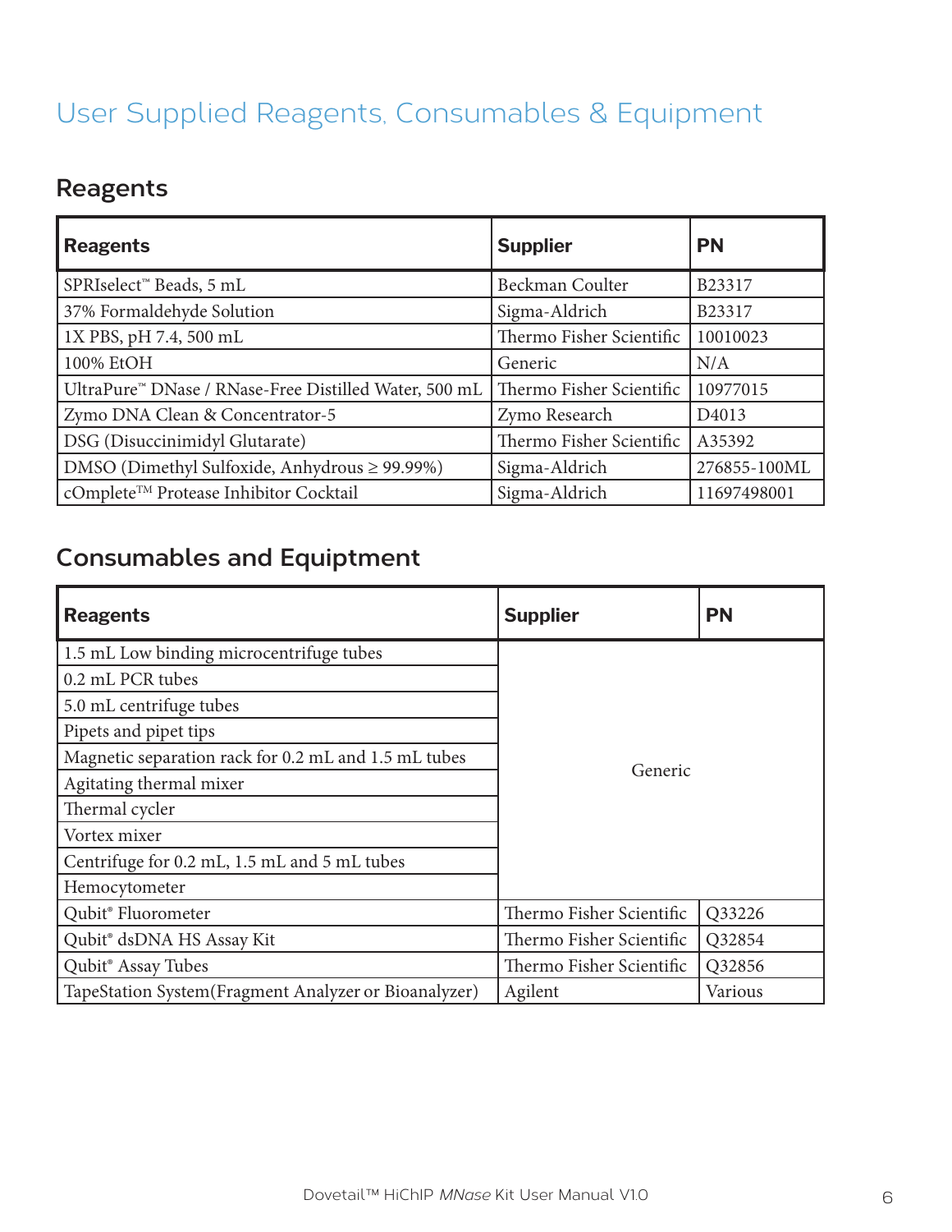# User Supplied Reagents, Consumables & Equipment

## Reagents

| Reagents | Supplier | PN |
|---|---|---|
| SPRIselect™ Beads, 5 mL | Beckman Coulter | B23317 |
| 37% Formaldehyde Solution | Sigma-Aldrich | B23317 |
| 1X PBS, pH 7.4, 500 mL | Thermo Fisher Scientific | 10010023 |
| 100% EtOH | Generic | N/A |
| UltraPure™ DNase / RNase-Free Distilled Water, 500 mL | Thermo Fisher Scientific | 10977015 |
| Zymo DNA Clean & Concentrator-5 | Zymo Research | D4013 |
| DSG (Disuccinimidyl Glutarate) | Thermo Fisher Scientific | A35392 |
| DMSO (Dimethyl Sulfoxide, Anhydrous ≥ 99.99%) | Sigma-Aldrich | 276855-100ML |
| cOmplete™ Protease Inhibitor Cocktail | Sigma-Aldrich | 11697498001 |

## Consumables and Equiptment

| Reagents | Supplier | PN |
|---|---|---|
| 1.5 mL Low binding microcentrifuge tubes | Generic | |
| 0.2 mL PCR tubes | Generic | |
| 5.0 mL centrifuge tubes | Generic | |
| Pipets and pipet tips | Generic | |
| Magnetic separation rack for 0.2 mL and 1.5 mL tubes | Generic | |
| Agitating thermal mixer | Generic | |
| Thermal cycler | Generic | |
| Vortex mixer | Generic | |
| Centrifuge for 0.2 mL, 1.5 mL and 5 mL tubes | Generic | |
| Hemocytometer | Generic | |
| Qubit® Fluorometer | Thermo Fisher Scientific | Q33226 |
| Qubit® dsDNA HS Assay Kit | Thermo Fisher Scientific | Q32854 |
| Qubit® Assay Tubes | Thermo Fisher Scientific | Q32856 |
| TapeStation System(Fragment Analyzer or Bioanalyzer) | Agilent | Various |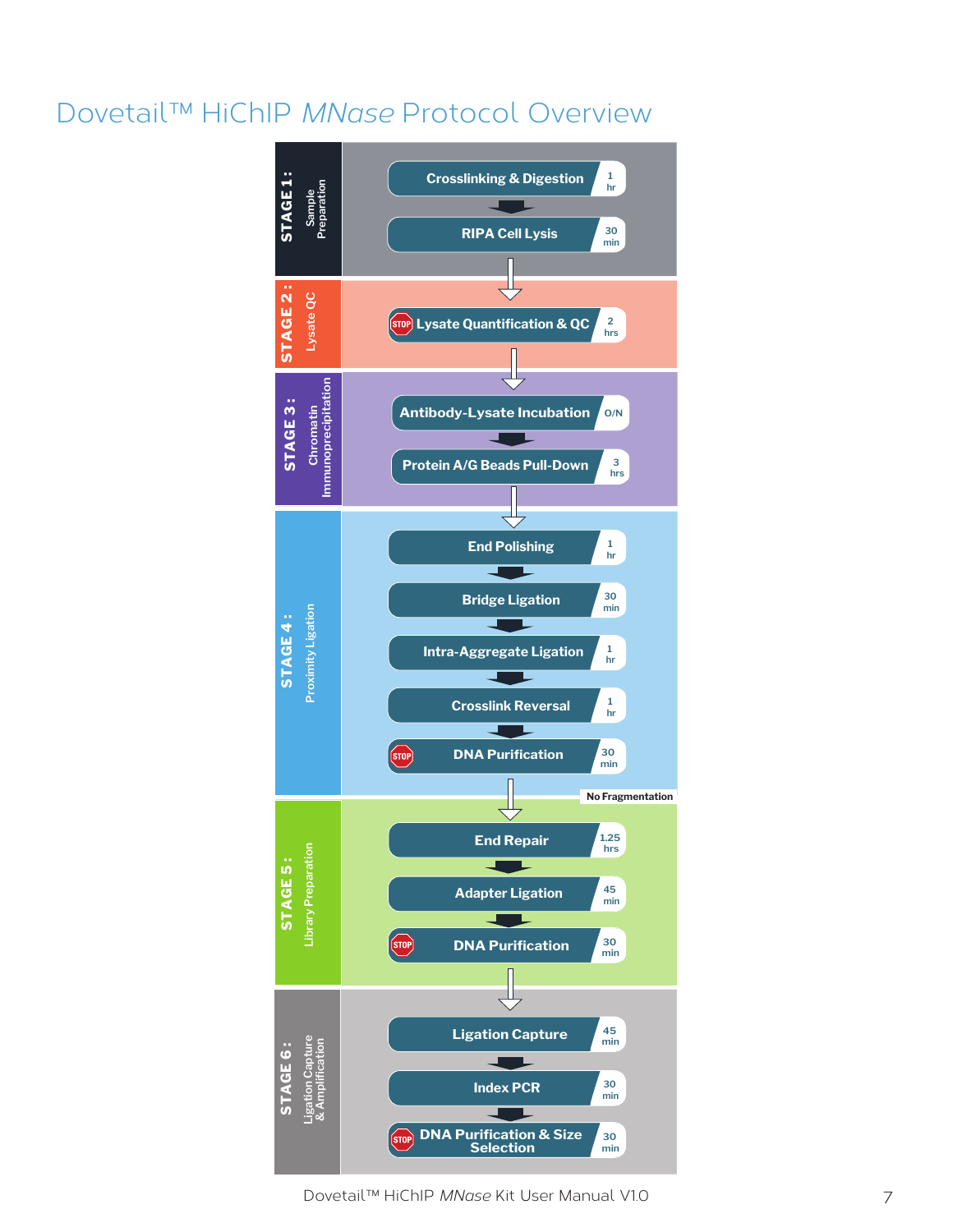# Dovetail™ HiChIP *MNase* Protocol Overview

**STAGE 1:** Sample Preparation

- Crosslinking & Digestion — 1 hr
- RIPA Cell Lysis — 30 min

**STAGE 2:** Lysate QC

- STOP Lysate Quantification & QC — 2 hrs

**STAGE 3:** Chromatin Immunoprecipitation

- Antibody-Lysate Incubation — O/N
- Protein A/G Beads Pull-Down — 3 hrs

**STAGE 4:** Proximity Ligation

- End Polishing — 1 hr
- Bridge Ligation — 30 min
- Intra-Aggregate Ligation — 1 hr
- Crosslink Reversal — 1 hr
- STOP DNA Purification — 30 min

No Fragmentation

**STAGE 5:** Library Preparation

- End Repair — 1.25 hrs
- Adapter Ligation — 45 min
- STOP DNA Purification — 30 min

**STAGE 6:** Ligation Capture & Amplification

- Ligation Capture — 45 min
- Index PCR — 30 min
- STOP DNA Purification & Size Selection — 30 min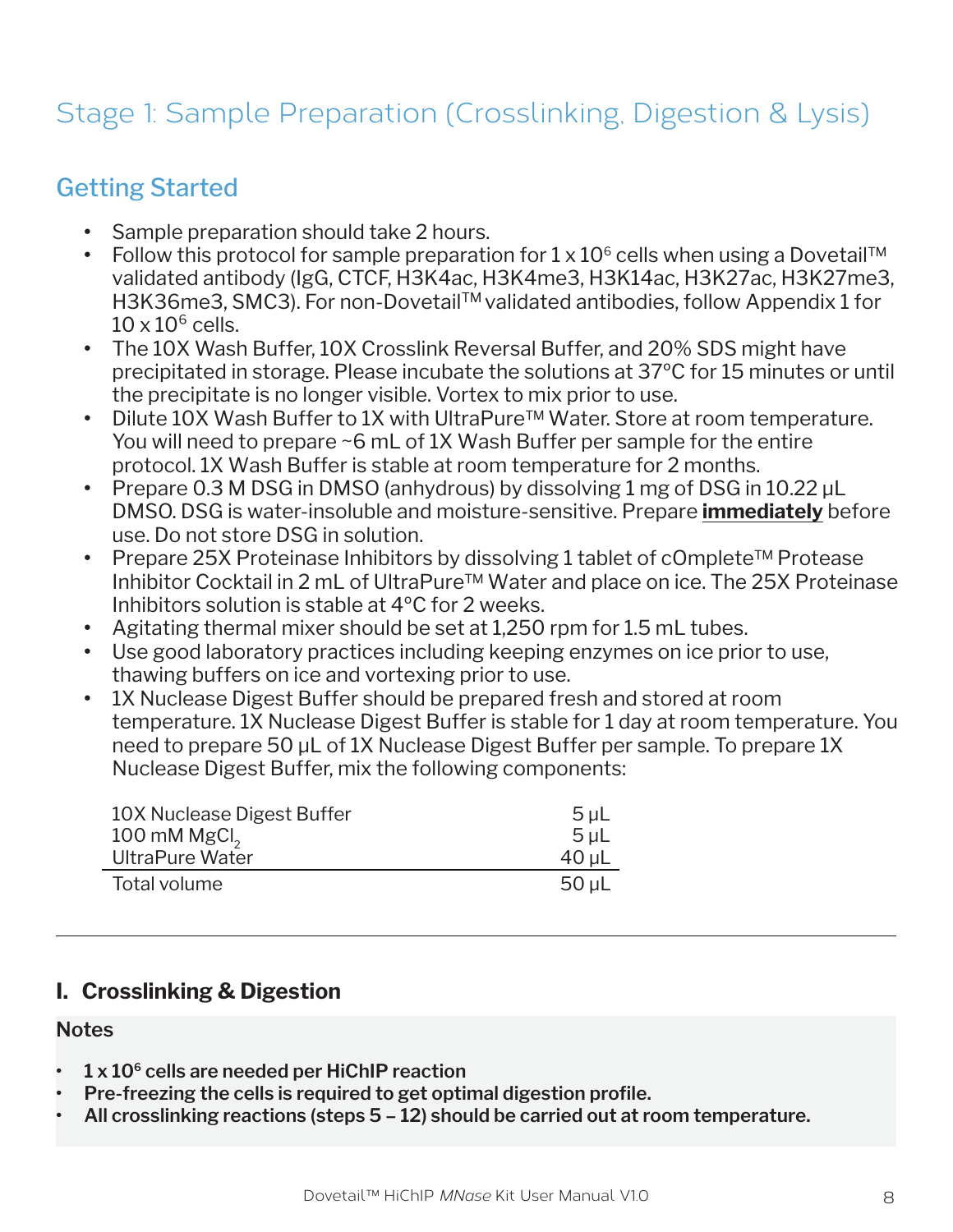# Stage 1: Sample Preparation (Crosslinking, Digestion & Lysis)

## Getting Started

- Sample preparation should take 2 hours.
- Follow this protocol for sample preparation for 1 x $10^6$ cells when using a Dovetail™ validated antibody (IgG, CTCF, H3K4ac, H3K4me3, H3K14ac, H3K27ac, H3K27me3, H3K36me3, SMC3). For non-Dovetail™ validated antibodies, follow Appendix 1 for 10 x $10^6$ cells.
- The 10X Wash Buffer, 10X Crosslink Reversal Buffer, and 20% SDS might have precipitated in storage. Please incubate the solutions at 37°C for 15 minutes or until the precipitate is no longer visible. Vortex to mix prior to use.
- Dilute 10X Wash Buffer to 1X with UltraPure™ Water. Store at room temperature. You will need to prepare ~6 mL of 1X Wash Buffer per sample for the entire protocol. 1X Wash Buffer is stable at room temperature for 2 months.
- Prepare 0.3 M DSG in DMSO (anhydrous) by dissolving 1 mg of DSG in 10.22 µL DMSO. DSG is water-insoluble and moisture-sensitive. Prepare **immediately** before use. Do not store DSG in solution.
- Prepare 25X Proteinase Inhibitors by dissolving 1 tablet of cOmplete™ Protease Inhibitor Cocktail in 2 mL of UltraPure™ Water and place on ice. The 25X Proteinase Inhibitors solution is stable at 4°C for 2 weeks.
- Agitating thermal mixer should be set at 1,250 rpm for 1.5 mL tubes.
- Use good laboratory practices including keeping enzymes on ice prior to use, thawing buffers on ice and vortexing prior to use.
- 1X Nuclease Digest Buffer should be prepared fresh and stored at room temperature. 1X Nuclease Digest Buffer is stable for 1 day at room temperature. You need to prepare 50 µL of 1X Nuclease Digest Buffer per sample. To prepare 1X Nuclease Digest Buffer, mix the following components:

| | |
|---|---|
| 10X Nuclease Digest Buffer | 5 µL |
| 100 mM $MgCl_2$ | 5 µL |
| UltraPure Water | 40 µL |
| Total volume | 50 µL |

## I. Crosslinking & Digestion

**Notes**

- **1 x $10^6$ cells are needed per HiChIP reaction**
- **Pre-freezing the cells is required to get optimal digestion profile.**
- **All crosslinking reactions (steps 5 – 12) should be carried out at room temperature.**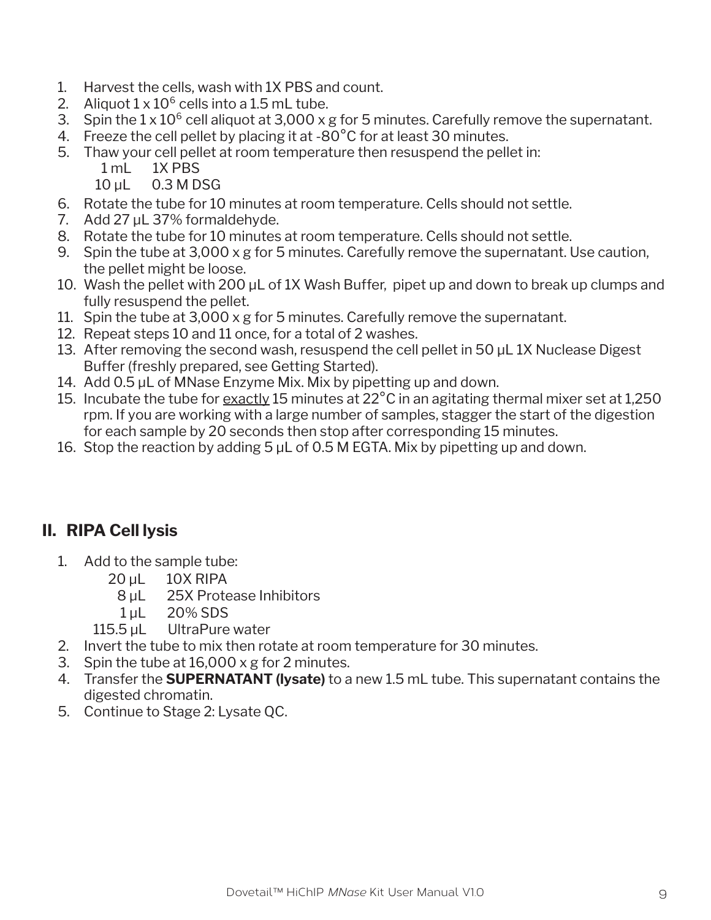1. Harvest the cells, wash with 1X PBS and count.
2. Aliquot 1 x $10^6$ cells into a 1.5 mL tube.
3. Spin the 1 x $10^6$ cell aliquot at 3,000 x g for 5 minutes. Carefully remove the supernatant.
4. Freeze the cell pellet by placing it at -80°C for at least 30 minutes.
5. Thaw your cell pellet at room temperature then resuspend the pellet in:
   - 1 mL 1X PBS
   - 10 µL 0.3 M DSG
6. Rotate the tube for 10 minutes at room temperature. Cells should not settle.
7. Add 27 µL 37% formaldehyde.
8. Rotate the tube for 10 minutes at room temperature. Cells should not settle.
9. Spin the tube at 3,000 x g for 5 minutes. Carefully remove the supernatant. Use caution, the pellet might be loose.
10. Wash the pellet with 200 µL of 1X Wash Buffer, pipet up and down to break up clumps and fully resuspend the pellet.
11. Spin the tube at 3,000 x g for 5 minutes. Carefully remove the supernatant.
12. Repeat steps 10 and 11 once, for a total of 2 washes.
13. After removing the second wash, resuspend the cell pellet in 50 µL 1X Nuclease Digest Buffer (freshly prepared, see Getting Started).
14. Add 0.5 µL of MNase Enzyme Mix. Mix by pipetting up and down.
15. Incubate the tube for <u>exactly</u> 15 minutes at 22°C in an agitating thermal mixer set at 1,250 rpm. If you are working with a large number of samples, stagger the start of the digestion for each sample by 20 seconds then stop after corresponding 15 minutes.
16. Stop the reaction by adding 5 µL of 0.5 M EGTA. Mix by pipetting up and down.

## II. RIPA Cell lysis

1. Add to the sample tube:
   - 20 µL 10X RIPA
   - 8 µL 25X Protease Inhibitors
   - 1 µL 20% SDS
   - 115.5 µL UltraPure water
2. Invert the tube to mix then rotate at room temperature for 30 minutes.
3. Spin the tube at 16,000 x g for 2 minutes.
4. Transfer the **SUPERNATANT (lysate)** to a new 1.5 mL tube. This supernatant contains the digested chromatin.
5. Continue to Stage 2: Lysate QC.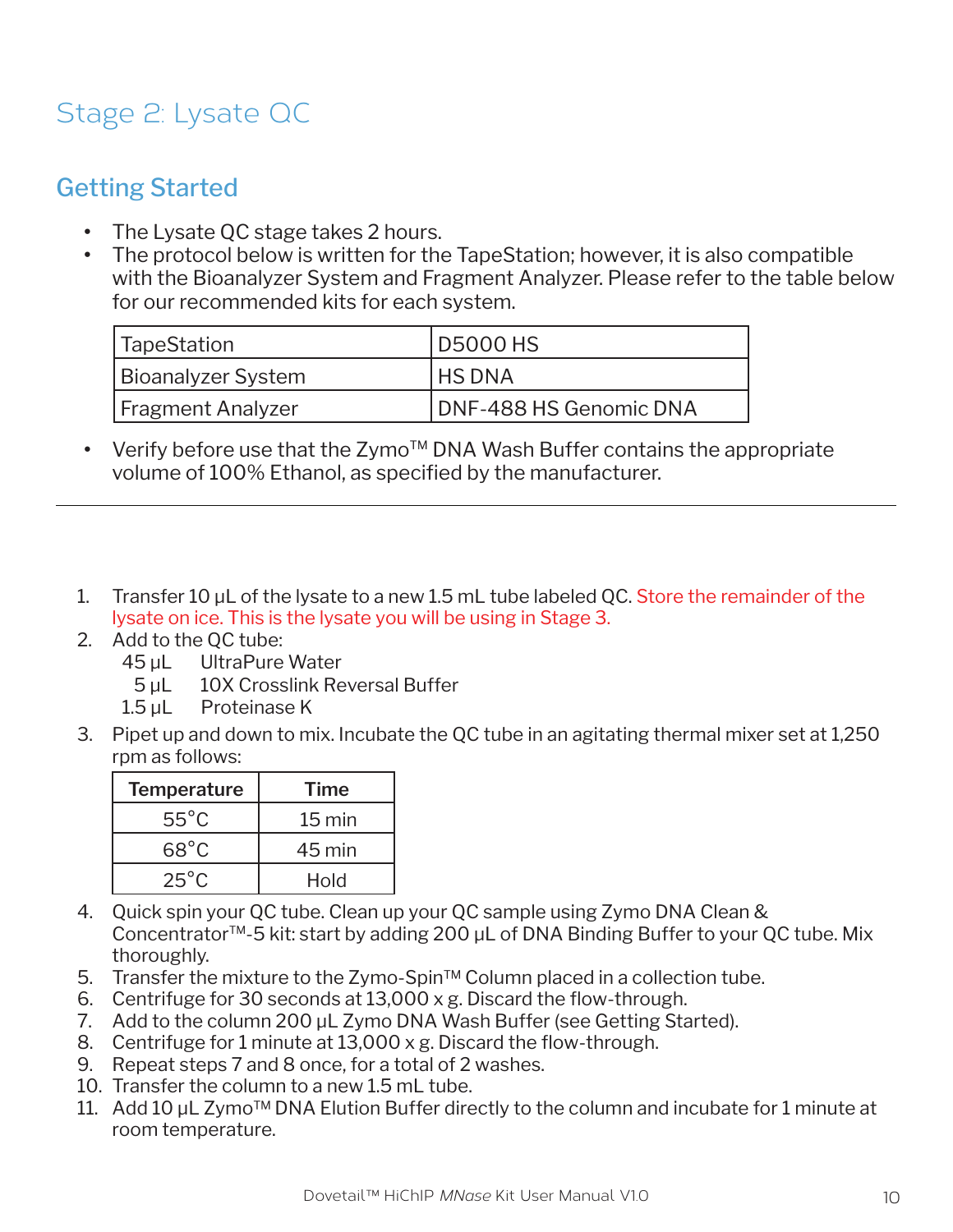# Stage 2: Lysate QC

## Getting Started

- The Lysate QC stage takes 2 hours.
- The protocol below is written for the TapeStation; however, it is also compatible with the Bioanalyzer System and Fragment Analyzer. Please refer to the table below for our recommended kits for each system.

| TapeStation | D5000 HS |
|---|---|
| Bioanalyzer System | HS DNA |
| Fragment Analyzer | DNF-488 HS Genomic DNA |

- Verify before use that the Zymo™ DNA Wash Buffer contains the appropriate volume of 100% Ethanol, as specified by the manufacturer.

---

1. Transfer 10 µL of the lysate to a new 1.5 mL tube labeled QC. Store the remainder of the lysate on ice. This is the lysate you will be using in Stage 3.
2. Add to the QC tube:
   - 45 µL UltraPure Water
   - 5 µL 10X Crosslink Reversal Buffer
   - 1.5 µL Proteinase K
3. Pipet up and down to mix. Incubate the QC tube in an agitating thermal mixer set at 1,250 rpm as follows:

| Temperature | Time |
|---|---|
| 55°C | 15 min |
| 68°C | 45 min |
| 25°C | Hold |

4. Quick spin your QC tube. Clean up your QC sample using Zymo DNA Clean & Concentrator™-5 kit: start by adding 200 µL of DNA Binding Buffer to your QC tube. Mix thoroughly.
5. Transfer the mixture to the Zymo-Spin™ Column placed in a collection tube.
6. Centrifuge for 30 seconds at 13,000 x g. Discard the flow-through.
7. Add to the column 200 µL Zymo DNA Wash Buffer (see Getting Started).
8. Centrifuge for 1 minute at 13,000 x g. Discard the flow-through.
9. Repeat steps 7 and 8 once, for a total of 2 washes.
10. Transfer the column to a new 1.5 mL tube.
11. Add 10 µL Zymo™ DNA Elution Buffer directly to the column and incubate for 1 minute at room temperature.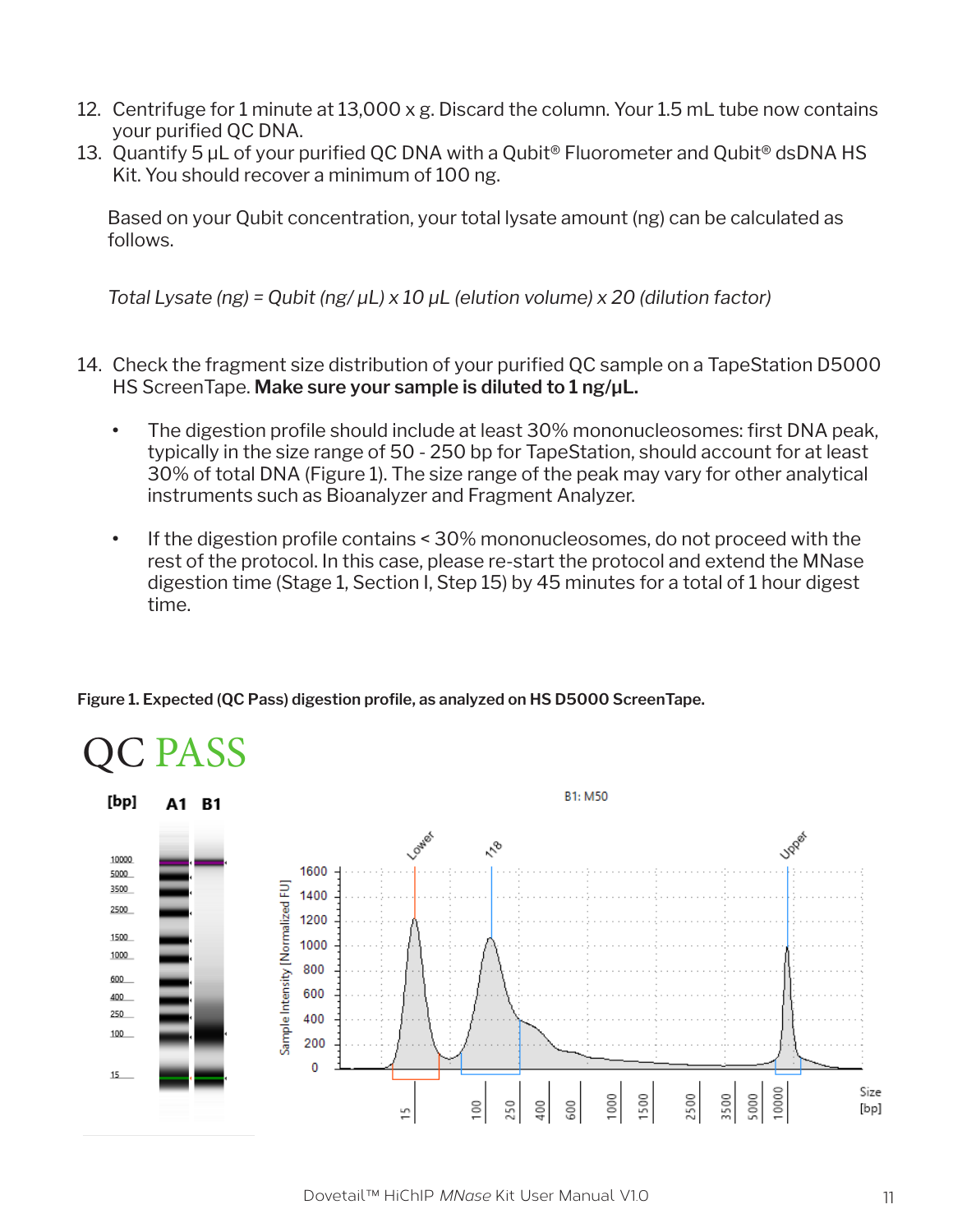12. Centrifuge for 1 minute at 13,000 x g. Discard the column. Your 1.5 mL tube now contains your purified QC DNA.
13. Quantify 5 µL of your purified QC DNA with a Qubit® Fluorometer and Qubit® dsDNA HS Kit. You should recover a minimum of 100 ng.

    Based on your Qubit concentration, your total lysate amount (ng) can be calculated as follows.

    *Total Lysate (ng) = Qubit (ng/ µL) x 10 µL (elution volume) x 20 (dilution factor)*

14. Check the fragment size distribution of your purified QC sample on a TapeStation D5000 HS ScreenTape. **Make sure your sample is diluted to 1 ng/µL.**

    - The digestion profile should include at least 30% mononucleosomes: first DNA peak, typically in the size range of 50 - 250 bp for TapeStation, should account for at least 30% of total DNA (Figure 1). The size range of the peak may vary for other analytical instruments such as Bioanalyzer and Fragment Analyzer.
    - If the digestion profile contains < 30% mononucleosomes, do not proceed with the rest of the protocol. In this case, please re-start the protocol and extend the MNase digestion time (Stage 1, Section I, Step 15) by 45 minutes for a total of 1 hour digest time.

**Figure 1. Expected (QC Pass) digestion profile, as analyzed on HS D5000 ScreenTape.**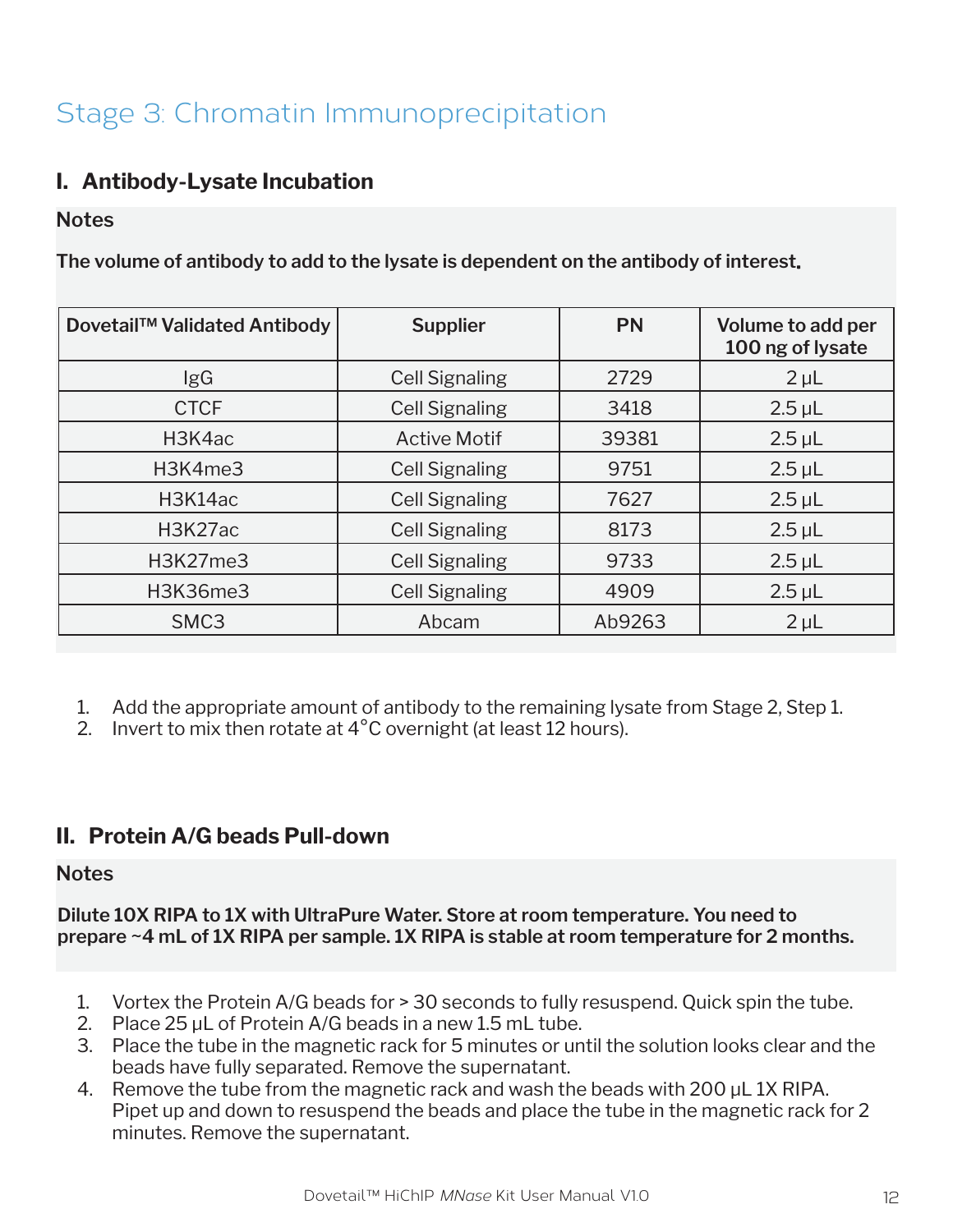# Stage 3: Chromatin Immunoprecipitation

## I. Antibody-Lysate Incubation

**Notes**

**The volume of antibody to add to the lysate is dependent on the antibody of interest.**

| Dovetail™ Validated Antibody | Supplier | PN | Volume to add per 100 ng of lysate |
|---|---|---|---|
| IgG | Cell Signaling | 2729 | 2 µL |
| CTCF | Cell Signaling | 3418 | 2.5 µL |
| H3K4ac | Active Motif | 39381 | 2.5 µL |
| H3K4me3 | Cell Signaling | 9751 | 2.5 µL |
| H3K14ac | Cell Signaling | 7627 | 2.5 µL |
| H3K27ac | Cell Signaling | 8173 | 2.5 µL |
| H3K27me3 | Cell Signaling | 9733 | 2.5 µL |
| H3K36me3 | Cell Signaling | 4909 | 2.5 µL |
| SMC3 | Abcam | Ab9263 | 2 µL |

1. Add the appropriate amount of antibody to the remaining lysate from Stage 2, Step 1.
2. Invert to mix then rotate at 4°C overnight (at least 12 hours).

## II. Protein A/G beads Pull-down

**Notes**

**Dilute 10X RIPA to 1X with UltraPure Water. Store at room temperature. You need to prepare ~4 mL of 1X RIPA per sample. 1X RIPA is stable at room temperature for 2 months.**

1. Vortex the Protein A/G beads for > 30 seconds to fully resuspend. Quick spin the tube.
2. Place 25 µL of Protein A/G beads in a new 1.5 mL tube.
3. Place the tube in the magnetic rack for 5 minutes or until the solution looks clear and the beads have fully separated. Remove the supernatant.
4. Remove the tube from the magnetic rack and wash the beads with 200 µL 1X RIPA. Pipet up and down to resuspend the beads and place the tube in the magnetic rack for 2 minutes. Remove the supernatant.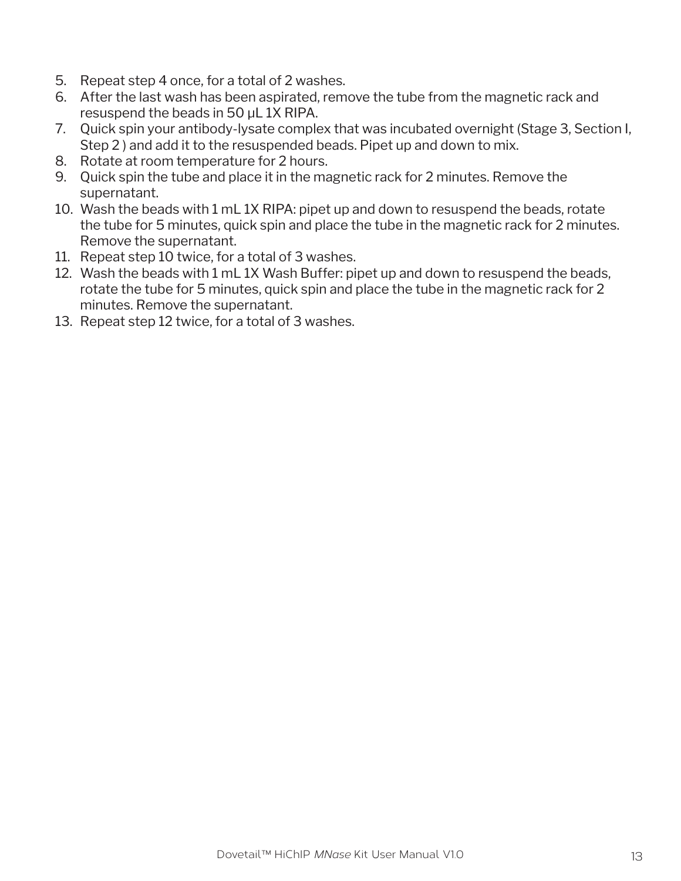5. Repeat step 4 once, for a total of 2 washes.
6. After the last wash has been aspirated, remove the tube from the magnetic rack and resuspend the beads in 50 µL 1X RIPA.
7. Quick spin your antibody-lysate complex that was incubated overnight (Stage 3, Section I, Step 2 ) and add it to the resuspended beads. Pipet up and down to mix.
8. Rotate at room temperature for 2 hours.
9. Quick spin the tube and place it in the magnetic rack for 2 minutes. Remove the supernatant.
10. Wash the beads with 1 mL 1X RIPA: pipet up and down to resuspend the beads, rotate the tube for 5 minutes, quick spin and place the tube in the magnetic rack for 2 minutes. Remove the supernatant.
11. Repeat step 10 twice, for a total of 3 washes.
12. Wash the beads with 1 mL 1X Wash Buffer: pipet up and down to resuspend the beads, rotate the tube for 5 minutes, quick spin and place the tube in the magnetic rack for 2 minutes. Remove the supernatant.
13. Repeat step 12 twice, for a total of 3 washes.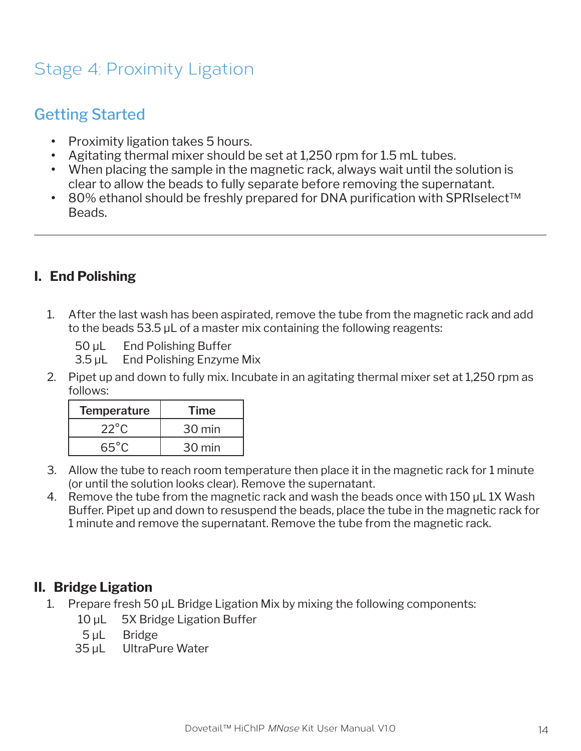# Stage 4: Proximity Ligation

## Getting Started

- Proximity ligation takes 5 hours.
- Agitating thermal mixer should be set at 1,250 rpm for 1.5 mL tubes.
- When placing the sample in the magnetic rack, always wait until the solution is clear to allow the beads to fully separate before removing the supernatant.
- 80% ethanol should be freshly prepared for DNA purification with SPRIselect™ Beads.

---

### I. End Polishing

1. After the last wash has been aspirated, remove the tube from the magnetic rack and add to the beads 53.5 µL of a master mix containing the following reagents:

   50 µL End Polishing Buffer
   3.5 µL End Polishing Enzyme Mix

2. Pipet up and down to fully mix. Incubate in an agitating thermal mixer set at 1,250 rpm as follows:

| Temperature | Time |
| --- | --- |
| 22°C | 30 min |
| 65°C | 30 min |

3. Allow the tube to reach room temperature then place it in the magnetic rack for 1 minute (or until the solution looks clear). Remove the supernatant.
4. Remove the tube from the magnetic rack and wash the beads once with 150 µL 1X Wash Buffer. Pipet up and down to resuspend the beads, place the tube in the magnetic rack for 1 minute and remove the supernatant. Remove the tube from the magnetic rack.

### II. Bridge Ligation

1. Prepare fresh 50 µL Bridge Ligation Mix by mixing the following components:

   10 µL 5X Bridge Ligation Buffer
   5 µL Bridge
   35 µL UltraPure Water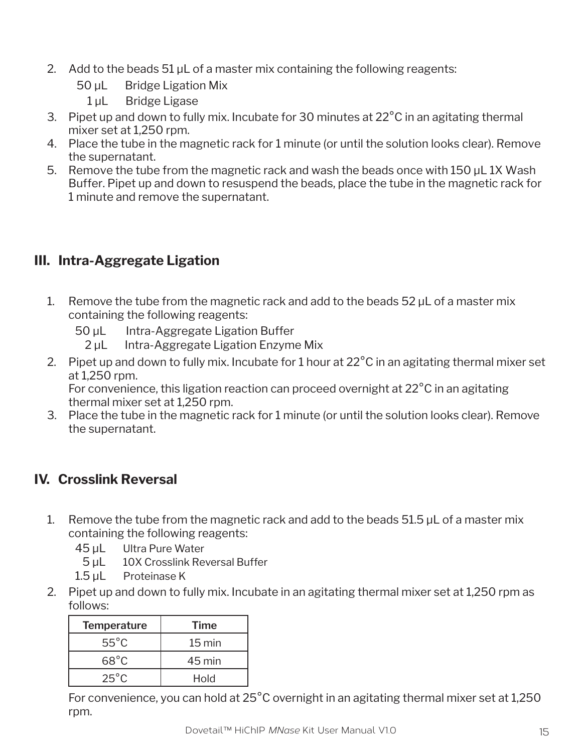2. Add to the beads 51 μL of a master mix containing the following reagents:

   50 μL  Bridge Ligation Mix

   1 μL  Bridge Ligase

3. Pipet up and down to fully mix. Incubate for 30 minutes at 22°C in an agitating thermal mixer set at 1,250 rpm.
4. Place the tube in the magnetic rack for 1 minute (or until the solution looks clear). Remove the supernatant.
5. Remove the tube from the magnetic rack and wash the beads once with 150 μL 1X Wash Buffer. Pipet up and down to resuspend the beads, place the tube in the magnetic rack for 1 minute and remove the supernatant.

## III. Intra-Aggregate Ligation

1. Remove the tube from the magnetic rack and add to the beads 52 μL of a master mix containing the following reagents:

   50 μL  Intra-Aggregate Ligation Buffer

   2 μL  Intra-Aggregate Ligation Enzyme Mix

2. Pipet up and down to fully mix. Incubate for 1 hour at 22°C in an agitating thermal mixer set at 1,250 rpm.
   For convenience, this ligation reaction can proceed overnight at 22°C in an agitating thermal mixer set at 1,250 rpm.
3. Place the tube in the magnetic rack for 1 minute (or until the solution looks clear). Remove the supernatant.

## IV. Crosslink Reversal

1. Remove the tube from the magnetic rack and add to the beads 51.5 μL of a master mix containing the following reagents:

   45 μL  Ultra Pure Water

   5 μL  10X Crosslink Reversal Buffer

   1.5 μL  Proteinase K

2. Pipet up and down to fully mix. Incubate in an agitating thermal mixer set at 1,250 rpm as follows:

| Temperature | Time |
|---|---|
| 55°C | 15 min |
| 68°C | 45 min |
| 25°C | Hold |

   For convenience, you can hold at 25°C overnight in an agitating thermal mixer set at 1,250 rpm.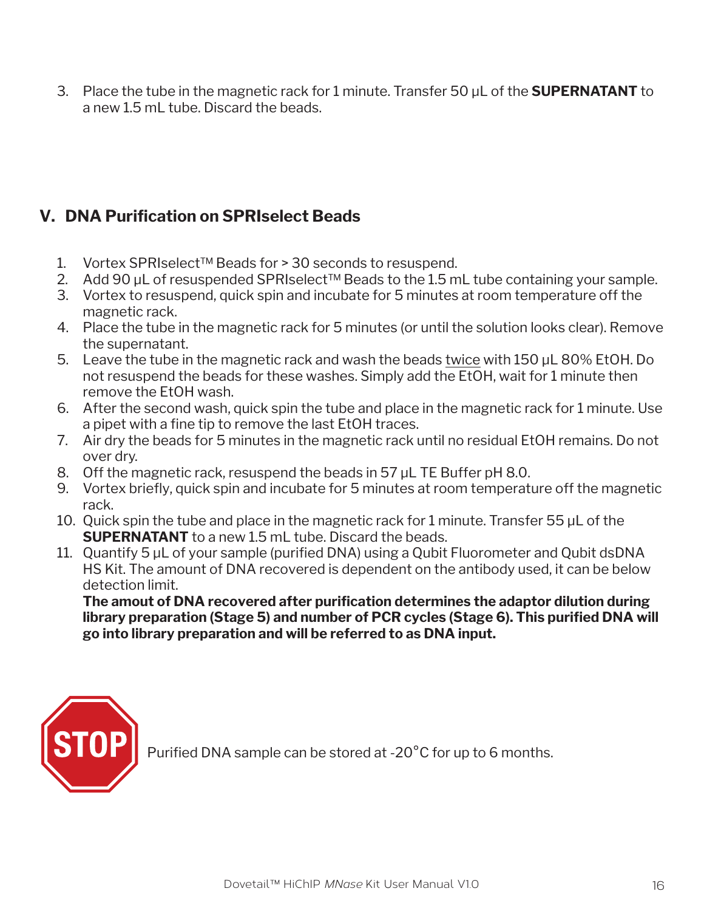3. Place the tube in the magnetic rack for 1 minute. Transfer 50 μL of the **SUPERNATANT** to a new 1.5 mL tube. Discard the beads.

## V. DNA Purification on SPRIselect Beads

1. Vortex SPRIselect™ Beads for > 30 seconds to resuspend.
2. Add 90 μL of resuspended SPRIselect™ Beads to the 1.5 mL tube containing your sample.
3. Vortex to resuspend, quick spin and incubate for 5 minutes at room temperature off the magnetic rack.
4. Place the tube in the magnetic rack for 5 minutes (or until the solution looks clear). Remove the supernatant.
5. Leave the tube in the magnetic rack and wash the beads twice with 150 μL 80% EtOH. Do not resuspend the beads for these washes. Simply add the EtOH, wait for 1 minute then remove the EtOH wash.
6. After the second wash, quick spin the tube and place in the magnetic rack for 1 minute. Use a pipet with a fine tip to remove the last EtOH traces.
7. Air dry the beads for 5 minutes in the magnetic rack until no residual EtOH remains. Do not over dry.
8. Off the magnetic rack, resuspend the beads in 57 μL TE Buffer pH 8.0.
9. Vortex briefly, quick spin and incubate for 5 minutes at room temperature off the magnetic rack.
10. Quick spin the tube and place in the magnetic rack for 1 minute. Transfer 55 μL of the **SUPERNATANT** to a new 1.5 mL tube. Discard the beads.
11. Quantify 5 μL of your sample (purified DNA) using a Qubit Fluorometer and Qubit dsDNA HS Kit. The amount of DNA recovered is dependent on the antibody used, it can be below detection limit.
    **The amout of DNA recovered after purification determines the adaptor dilution during library preparation (Stage 5) and number of PCR cycles (Stage 6). This purified DNA will go into library preparation and will be referred to as DNA input.**

STOP

Purified DNA sample can be stored at -20°C for up to 6 months.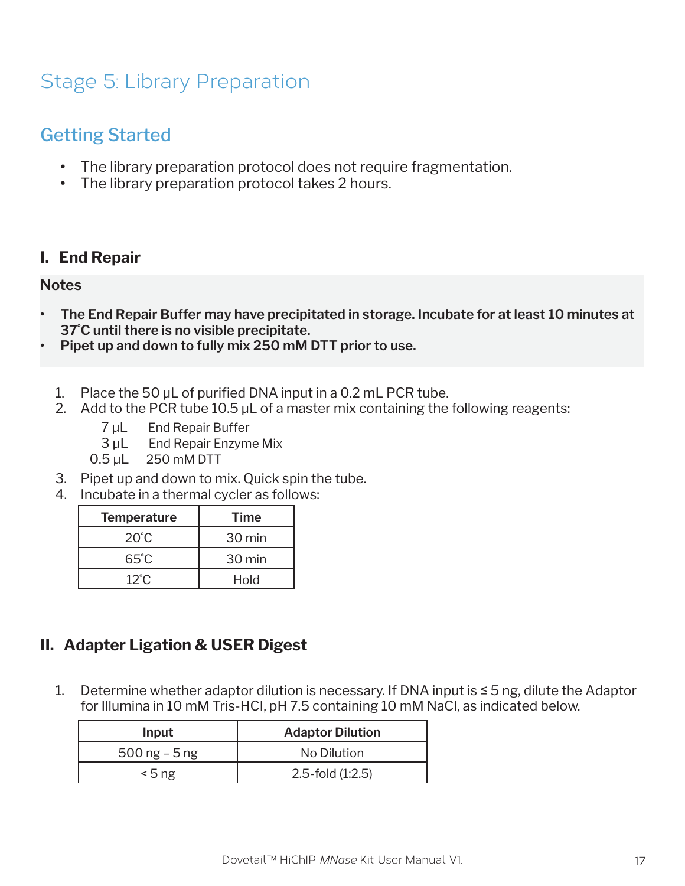# Stage 5: Library Preparation

## Getting Started

- The library preparation protocol does not require fragmentation.
- The library preparation protocol takes 2 hours.

---

### I. End Repair

**Notes**

- **The End Repair Buffer may have precipitated in storage. Incubate for at least 10 minutes at 37˚C until there is no visible precipitate.**
- **Pipet up and down to fully mix 250 mM DTT prior to use.**

1. Place the 50 μL of purified DNA input in a 0.2 mL PCR tube.
2. Add to the PCR tube 10.5 μL of a master mix containing the following reagents:
   - 7 μL End Repair Buffer
   - 3 μL End Repair Enzyme Mix
   - 0.5 μL 250 mM DTT
3. Pipet up and down to mix. Quick spin the tube.
4. Incubate in a thermal cycler as follows:

| Temperature | Time |
| --- | --- |
| 20˚C | 30 min |
| 65˚C | 30 min |
| 12˚C | Hold |

### II. Adapter Ligation & USER Digest

1. Determine whether adaptor dilution is necessary. If DNA input is ≤ 5 ng, dilute the Adaptor for Illumina in 10 mM Tris-HCl, pH 7.5 containing 10 mM NaCl, as indicated below.

| Input | Adaptor Dilution |
| --- | --- |
| 500 ng – 5 ng | No Dilution |
| < 5 ng | 2.5-fold (1:2.5) |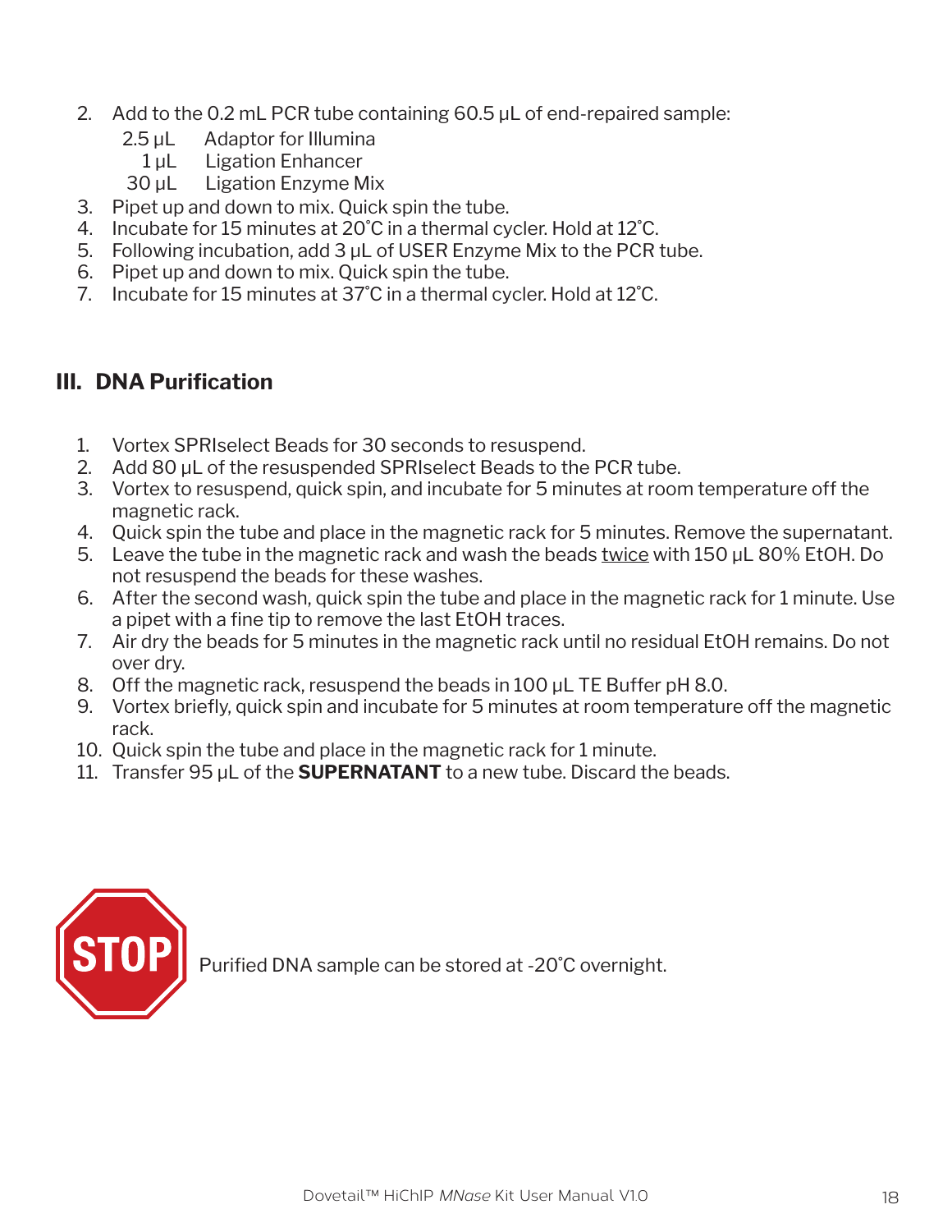2. Add to the 0.2 mL PCR tube containing 60.5 µL of end-repaired sample:
   - 2.5 µL Adaptor for Illumina
   - 1 µL Ligation Enhancer
   - 30 µL Ligation Enzyme Mix
3. Pipet up and down to mix. Quick spin the tube.
4. Incubate for 15 minutes at 20˚C in a thermal cycler. Hold at 12˚C.
5. Following incubation, add 3 µL of USER Enzyme Mix to the PCR tube.
6. Pipet up and down to mix. Quick spin the tube.
7. Incubate for 15 minutes at 37˚C in a thermal cycler. Hold at 12˚C.

## III. DNA Purification

1. Vortex SPRIselect Beads for 30 seconds to resuspend.
2. Add 80 µL of the resuspended SPRIselect Beads to the PCR tube.
3. Vortex to resuspend, quick spin, and incubate for 5 minutes at room temperature off the magnetic rack.
4. Quick spin the tube and place in the magnetic rack for 5 minutes. Remove the supernatant.
5. Leave the tube in the magnetic rack and wash the beads twice with 150 µL 80% EtOH. Do not resuspend the beads for these washes.
6. After the second wash, quick spin the tube and place in the magnetic rack for 1 minute. Use a pipet with a fine tip to remove the last EtOH traces.
7. Air dry the beads for 5 minutes in the magnetic rack until no residual EtOH remains. Do not over dry.
8. Off the magnetic rack, resuspend the beads in 100 µL TE Buffer pH 8.0.
9. Vortex briefly, quick spin and incubate for 5 minutes at room temperature off the magnetic rack.
10. Quick spin the tube and place in the magnetic rack for 1 minute.
11. Transfer 95 µL of the **SUPERNATANT** to a new tube. Discard the beads.

**STOP** Purified DNA sample can be stored at -20˚C overnight.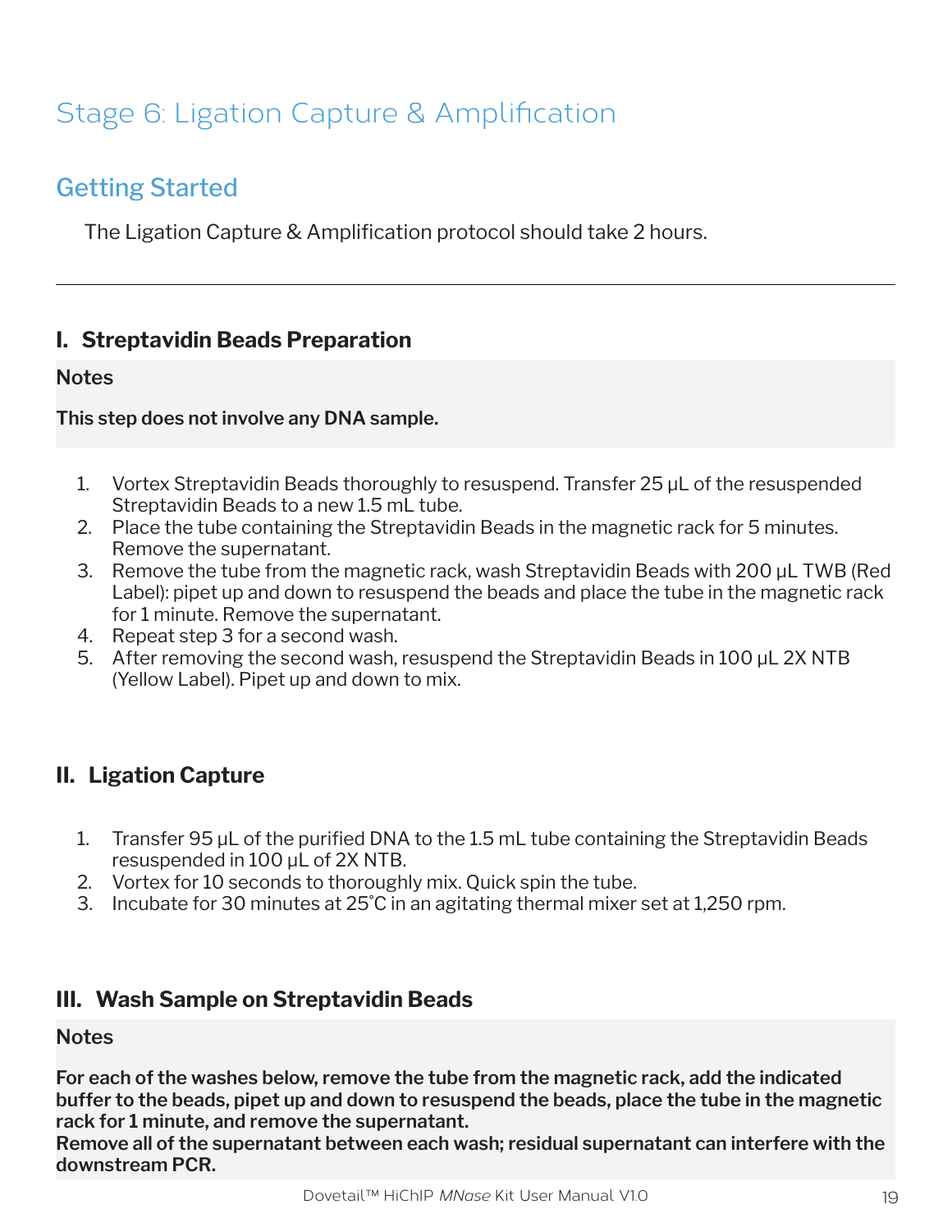# Stage 6: Ligation Capture & Amplification

## Getting Started

The Ligation Capture & Amplification protocol should take 2 hours.

---

### I. Streptavidin Beads Preparation

**Notes**

**This step does not involve any DNA sample.**

1. Vortex Streptavidin Beads thoroughly to resuspend. Transfer 25 μL of the resuspended Streptavidin Beads to a new 1.5 mL tube.
2. Place the tube containing the Streptavidin Beads in the magnetic rack for 5 minutes. Remove the supernatant.
3. Remove the tube from the magnetic rack, wash Streptavidin Beads with 200 μL TWB (Red Label): pipet up and down to resuspend the beads and place the tube in the magnetic rack for 1 minute. Remove the supernatant.
4. Repeat step 3 for a second wash.
5. After removing the second wash, resuspend the Streptavidin Beads in 100 μL 2X NTB (Yellow Label). Pipet up and down to mix.

### II. Ligation Capture

1. Transfer 95 μL of the purified DNA to the 1.5 mL tube containing the Streptavidin Beads resuspended in 100 μL of 2X NTB.
2. Vortex for 10 seconds to thoroughly mix. Quick spin the tube.
3. Incubate for 30 minutes at 25˚C in an agitating thermal mixer set at 1,250 rpm.

### III. Wash Sample on Streptavidin Beads

**Notes**

**For each of the washes below, remove the tube from the magnetic rack, add the indicated buffer to the beads, pipet up and down to resuspend the beads, place the tube in the magnetic rack for 1 minute, and remove the supernatant.**
**Remove all of the supernatant between each wash; residual supernatant can interfere with the downstream PCR.**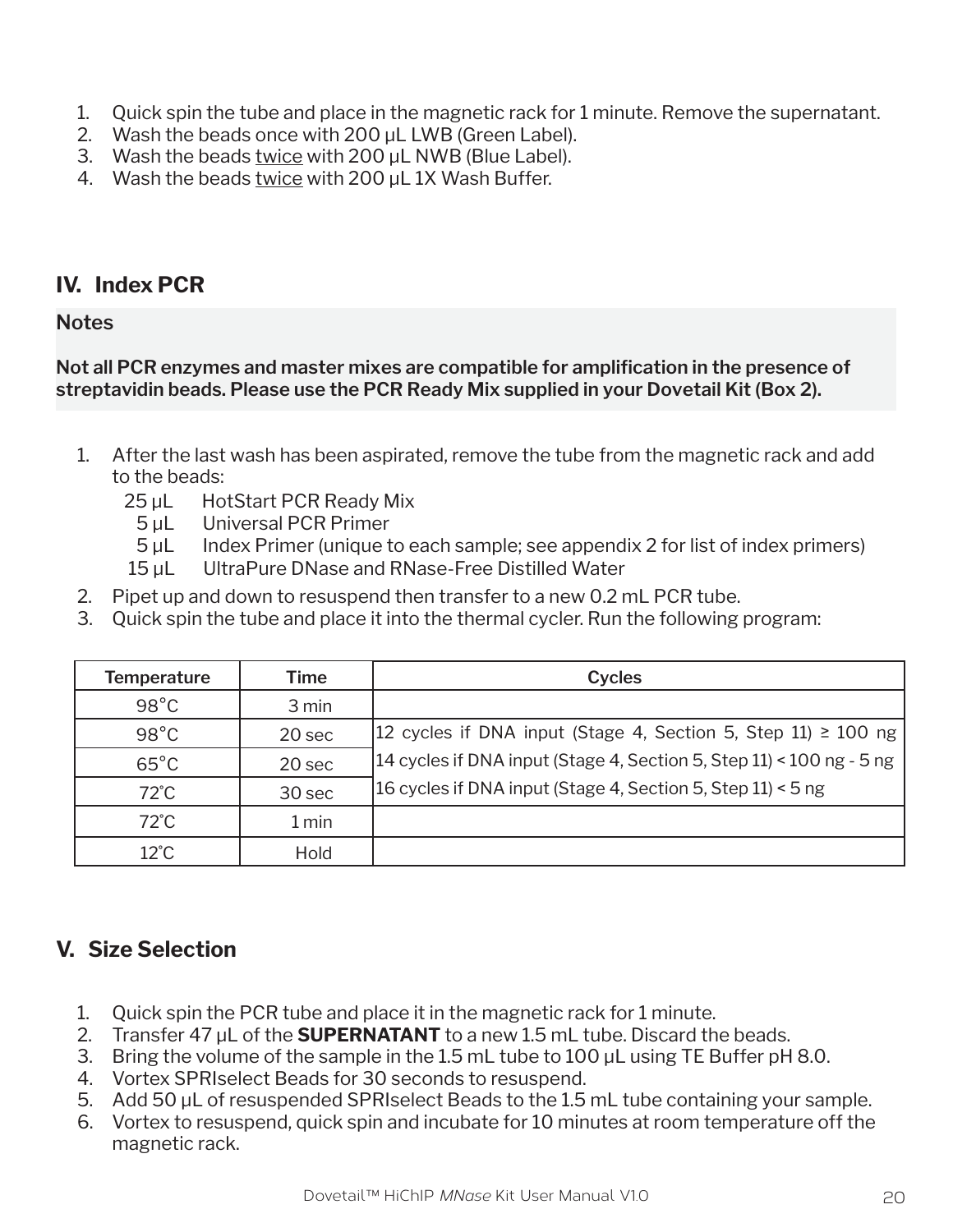1. Quick spin the tube and place in the magnetic rack for 1 minute. Remove the supernatant.
2. Wash the beads once with 200 µL LWB (Green Label).
3. Wash the beads <u>twice</u> with 200 µL NWB (Blue Label).
4. Wash the beads <u>twice</u> with 200 µL 1X Wash Buffer.

## IV. Index PCR

**Notes**

**Not all PCR enzymes and master mixes are compatible for amplification in the presence of streptavidin beads. Please use the PCR Ready Mix supplied in your Dovetail Kit (Box 2).**

1. After the last wash has been aspirated, remove the tube from the magnetic rack and add to the beads:
   - 25 µL HotStart PCR Ready Mix
   - 5 µL Universal PCR Primer
   - 5 µL Index Primer (unique to each sample; see appendix 2 for list of index primers)
   - 15 µL UltraPure DNase and RNase-Free Distilled Water
2. Pipet up and down to resuspend then transfer to a new 0.2 mL PCR tube.
3. Quick spin the tube and place it into the thermal cycler. Run the following program:

| Temperature | Time | Cycles |
|---|---|---|
| 98°C | 3 min | |
| 98°C | 20 sec | 12 cycles if DNA input (Stage 4, Section 5, Step 11) ≥ 100 ng |
| 65°C | 20 sec | 14 cycles if DNA input (Stage 4, Section 5, Step 11) < 100 ng - 5 ng |
| 72°C | 30 sec | 16 cycles if DNA input (Stage 4, Section 5, Step 11) < 5 ng |
| 72°C | 1 min | |
| 12°C | Hold | |

## V. Size Selection

1. Quick spin the PCR tube and place it in the magnetic rack for 1 minute.
2. Transfer 47 µL of the **SUPERNATANT** to a new 1.5 mL tube. Discard the beads.
3. Bring the volume of the sample in the 1.5 mL tube to 100 µL using TE Buffer pH 8.0.
4. Vortex SPRIselect Beads for 30 seconds to resuspend.
5. Add 50 µL of resuspended SPRIselect Beads to the 1.5 mL tube containing your sample.
6. Vortex to resuspend, quick spin and incubate for 10 minutes at room temperature off the magnetic rack.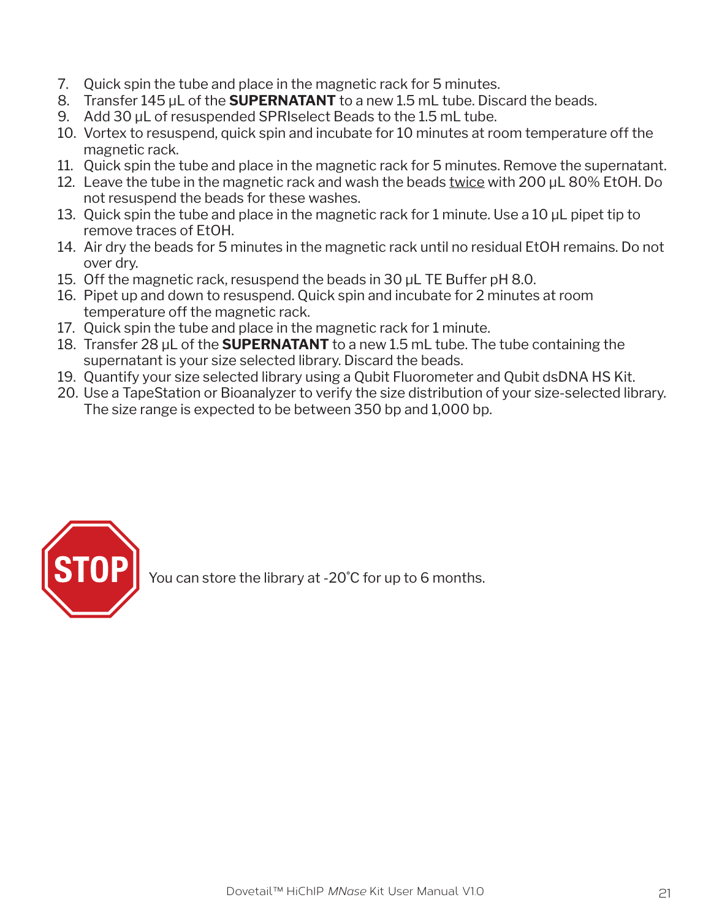7. Quick spin the tube and place in the magnetic rack for 5 minutes.
8. Transfer 145 µL of the **SUPERNATANT** to a new 1.5 mL tube. Discard the beads.
9. Add 30 µL of resuspended SPRIselect Beads to the 1.5 mL tube.
10. Vortex to resuspend, quick spin and incubate for 10 minutes at room temperature off the magnetic rack.
11. Quick spin the tube and place in the magnetic rack for 5 minutes. Remove the supernatant.
12. Leave the tube in the magnetic rack and wash the beads twice with 200 µL 80% EtOH. Do not resuspend the beads for these washes.
13. Quick spin the tube and place in the magnetic rack for 1 minute. Use a 10 µL pipet tip to remove traces of EtOH.
14. Air dry the beads for 5 minutes in the magnetic rack until no residual EtOH remains. Do not over dry.
15. Off the magnetic rack, resuspend the beads in 30 µL TE Buffer pH 8.0.
16. Pipet up and down to resuspend. Quick spin and incubate for 2 minutes at room temperature off the magnetic rack.
17. Quick spin the tube and place in the magnetic rack for 1 minute.
18. Transfer 28 µL of the **SUPERNATANT** to a new 1.5 mL tube. The tube containing the supernatant is your size selected library. Discard the beads.
19. Quantify your size selected library using a Qubit Fluorometer and Qubit dsDNA HS Kit.
20. Use a TapeStation or Bioanalyzer to verify the size distribution of your size-selected library. The size range is expected to be between 350 bp and 1,000 bp.

STOP

You can store the library at -20˚C for up to 6 months.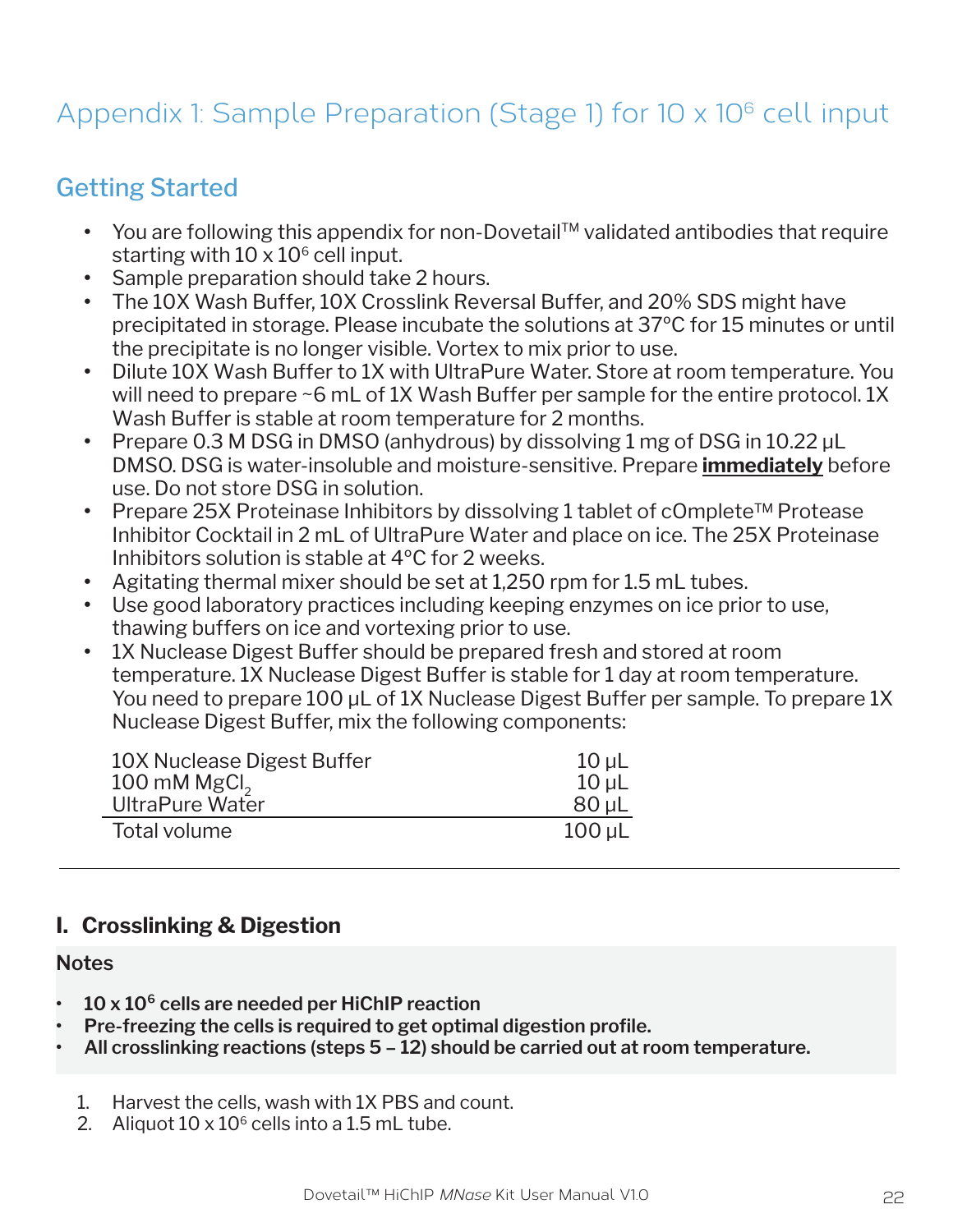# Appendix 1: Sample Preparation (Stage 1) for 10 x $10^6$ cell input

## Getting Started

- You are following this appendix for non-Dovetail™ validated antibodies that require starting with 10 x $10^6$ cell input.
- Sample preparation should take 2 hours.
- The 10X Wash Buffer, 10X Crosslink Reversal Buffer, and 20% SDS might have precipitated in storage. Please incubate the solutions at 37°C for 15 minutes or until the precipitate is no longer visible. Vortex to mix prior to use.
- Dilute 10X Wash Buffer to 1X with UltraPure Water. Store at room temperature. You will need to prepare ~6 mL of 1X Wash Buffer per sample for the entire protocol. 1X Wash Buffer is stable at room temperature for 2 months.
- Prepare 0.3 M DSG in DMSO (anhydrous) by dissolving 1 mg of DSG in 10.22 µL DMSO. DSG is water-insoluble and moisture-sensitive. Prepare **immediately** before use. Do not store DSG in solution.
- Prepare 25X Proteinase Inhibitors by dissolving 1 tablet of cOmplete™ Protease Inhibitor Cocktail in 2 mL of UltraPure Water and place on ice. The 25X Proteinase Inhibitors solution is stable at 4°C for 2 weeks.
- Agitating thermal mixer should be set at 1,250 rpm for 1.5 mL tubes.
- Use good laboratory practices including keeping enzymes on ice prior to use, thawing buffers on ice and vortexing prior to use.
- 1X Nuclease Digest Buffer should be prepared fresh and stored at room temperature. 1X Nuclease Digest Buffer is stable for 1 day at room temperature. You need to prepare 100 µL of 1X Nuclease Digest Buffer per sample. To prepare 1X Nuclease Digest Buffer, mix the following components:

| Component | Volume |
|---|---|
| 10X Nuclease Digest Buffer | 10 µL |
| 100 mM $MgCl_2$ | 10 µL |
| UltraPure Water | 80 µL |
| Total volume | 100 µL |

## I. Crosslinking & Digestion

**Notes**

- **10 x $10^6$ cells are needed per HiChIP reaction**
- **Pre-freezing the cells is required to get optimal digestion profile.**
- **All crosslinking reactions (steps 5 – 12) should be carried out at room temperature.**

1. Harvest the cells, wash with 1X PBS and count.
2. Aliquot 10 x $10^6$ cells into a 1.5 mL tube.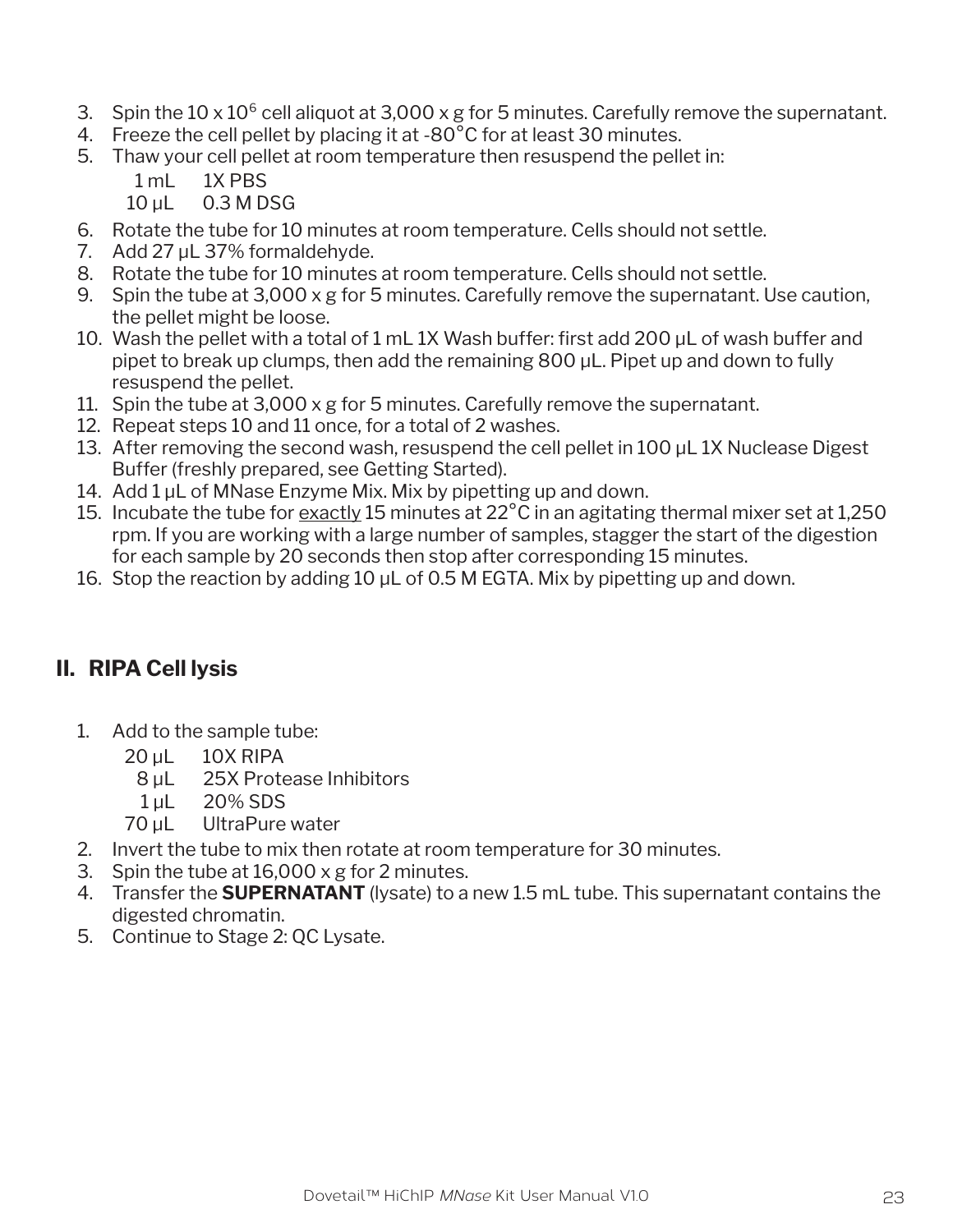3. Spin the 10 x $10^6$ cell aliquot at 3,000 x g for 5 minutes. Carefully remove the supernatant.
4. Freeze the cell pellet by placing it at -80°C for at least 30 minutes.
5. Thaw your cell pellet at room temperature then resuspend the pellet in:

   1 mL 1X PBS
   10 µL 0.3 M DSG

6. Rotate the tube for 10 minutes at room temperature. Cells should not settle.
7. Add 27 µL 37% formaldehyde.
8. Rotate the tube for 10 minutes at room temperature. Cells should not settle.
9. Spin the tube at 3,000 x g for 5 minutes. Carefully remove the supernatant. Use caution, the pellet might be loose.
10. Wash the pellet with a total of 1 mL 1X Wash buffer: first add 200 µL of wash buffer and pipet to break up clumps, then add the remaining 800 µL. Pipet up and down to fully resuspend the pellet.
11. Spin the tube at 3,000 x g for 5 minutes. Carefully remove the supernatant.
12. Repeat steps 10 and 11 once, for a total of 2 washes.
13. After removing the second wash, resuspend the cell pellet in 100 µL 1X Nuclease Digest Buffer (freshly prepared, see Getting Started).
14. Add 1 µL of MNase Enzyme Mix. Mix by pipetting up and down.
15. Incubate the tube for exactly 15 minutes at 22°C in an agitating thermal mixer set at 1,250 rpm. If you are working with a large number of samples, stagger the start of the digestion for each sample by 20 seconds then stop after corresponding 15 minutes.
16. Stop the reaction by adding 10 µL of 0.5 M EGTA. Mix by pipetting up and down.

## II. RIPA Cell lysis

1. Add to the sample tube:

   20 µL 10X RIPA
   8 µL 25X Protease Inhibitors
   1 µL 20% SDS
   70 µL UltraPure water

2. Invert the tube to mix then rotate at room temperature for 30 minutes.
3. Spin the tube at 16,000 x g for 2 minutes.
4. Transfer the **SUPERNATANT** (lysate) to a new 1.5 mL tube. This supernatant contains the digested chromatin.
5. Continue to Stage 2: QC Lysate.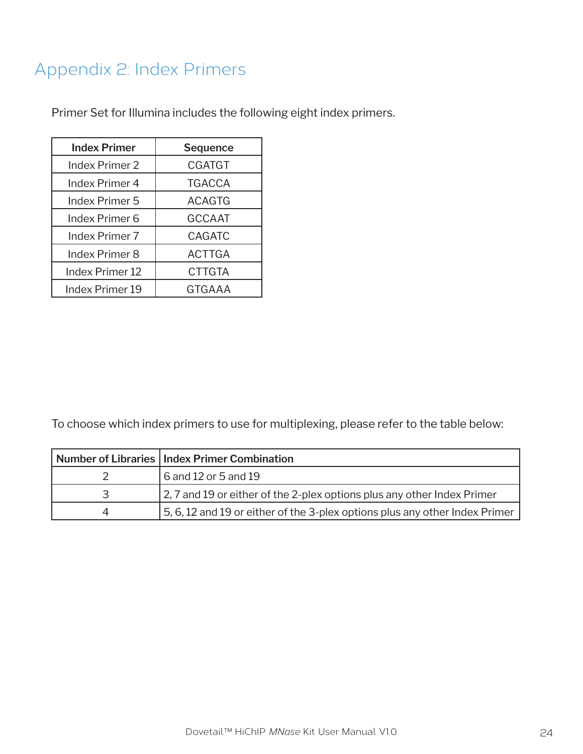# Appendix 2: Index Primers

Primer Set for Illumina includes the following eight index primers.

| Index Primer | Sequence |
|---|---|
| Index Primer 2 | CGATGT |
| Index Primer 4 | TGACCA |
| Index Primer 5 | ACAGTG |
| Index Primer 6 | GCCAAT |
| Index Primer 7 | CAGATC |
| Index Primer 8 | ACTTGA |
| Index Primer 12 | CTTGTA |
| Index Primer 19 | GTGAAA |

To choose which index primers to use for multiplexing, please refer to the table below:

| Number of Libraries | Index Primer Combination |
|---|---|
| 2 | 6 and 12 or 5 and 19 |
| 3 | 2, 7 and 19 or either of the 2-plex options plus any other Index Primer |
| 4 | 5, 6, 12 and 19 or either of the 3-plex options plus any other Index Primer |